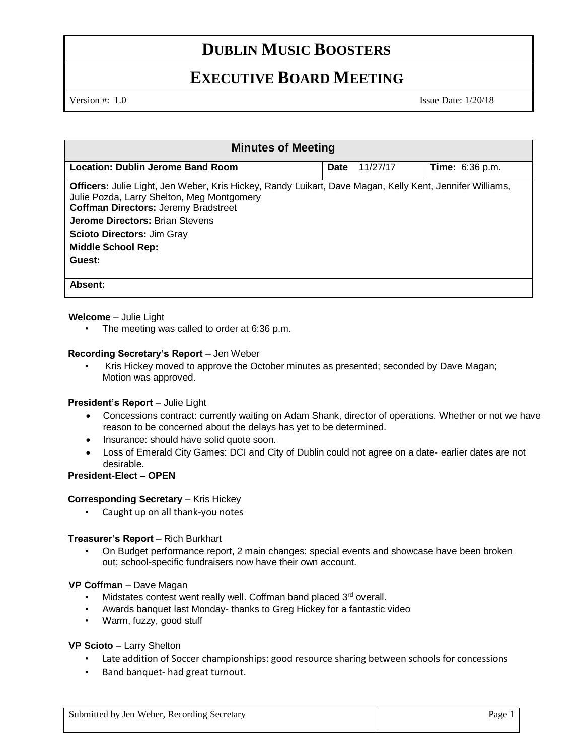# DUBLIN MUSIC BOOSTERS

## EXECUTIVE BOARD MEETING

Version #: 1.0 Issue Date: 1/20/18

| Minutes of Meeting | | |
|---|---|---|
| **Location: Dublin Jerome Band Room** | **Date** 11/27/17 | **Time:** 6:36 p.m. |
| **Officers:** Julie Light, Jen Weber, Kris Hickey, Randy Luikart, Dave Magan, Kelly Kent, Jennifer Williams, Julie Pozda, Larry Shelton, Meg Montgomery<br>**Coffman Directors:** Jeremy Bradstreet<br>**Jerome Directors:** Brian Stevens<br>**Scioto Directors:** Jim Gray<br>**Middle School Rep:**<br>**Guest:** | | |
| **Absent:** | | |

**Welcome** – Julie Light

- The meeting was called to order at 6:36 p.m.

**Recording Secretary's Report** – Jen Weber

- Kris Hickey moved to approve the October minutes as presented; seconded by Dave Magan; Motion was approved.

**President's Report** – Julie Light

- Concessions contract: currently waiting on Adam Shank, director of operations. Whether or not we have reason to be concerned about the delays has yet to be determined.
- Insurance: should have solid quote soon.
- Loss of Emerald City Games: DCI and City of Dublin could not agree on a date- earlier dates are not desirable.

**President-Elect – OPEN**

**Corresponding Secretary** – Kris Hickey

- Caught up on all thank-you notes

**Treasurer's Report** – Rich Burkhart

- On Budget performance report, 2 main changes: special events and showcase have been broken out; school-specific fundraisers now have their own account.

**VP Coffman** – Dave Magan

- Midstates contest went really well. Coffman band placed 3rd overall.
- Awards banquet last Monday- thanks to Greg Hickey for a fantastic video
- Warm, fuzzy, good stuff

**VP Scioto** – Larry Shelton

- Late addition of Soccer championships: good resource sharing between schools for concessions
- Band banquet- had great turnout.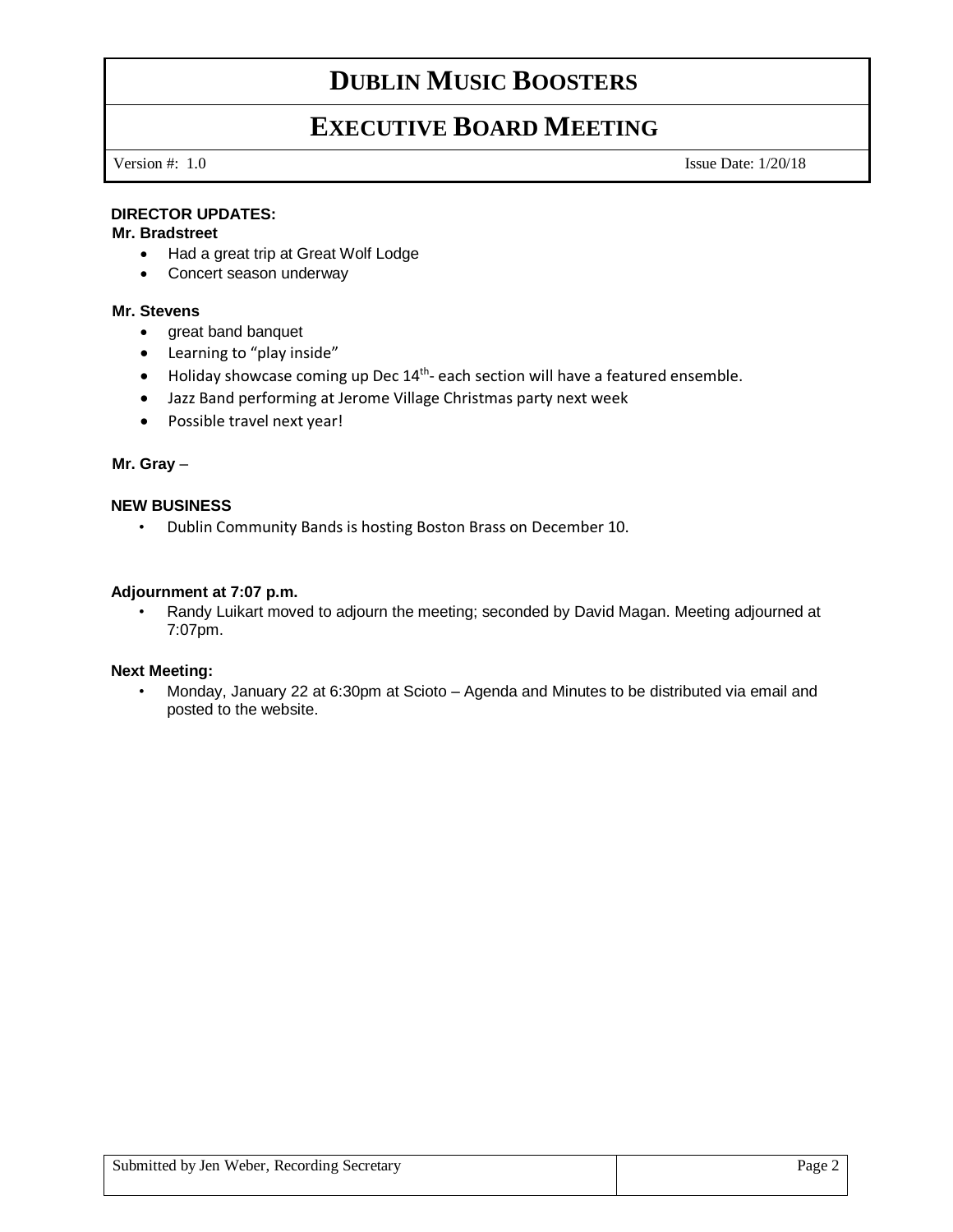# DUBLIN MUSIC BOOSTERS

## EXECUTIVE BOARD MEETING

Version #: 1.0 Issue Date: 1/20/18

**DIRECTOR UPDATES:**

**Mr. Bradstreet**

- Had a great trip at Great Wolf Lodge
- Concert season underway

**Mr. Stevens**

- great band banquet
- Learning to "play inside"
- Holiday showcase coming up Dec 14th- each section will have a featured ensemble.
- Jazz Band performing at Jerome Village Christmas party next week
- Possible travel next year!

**Mr. Gray** –

**NEW BUSINESS**

- Dublin Community Bands is hosting Boston Brass on December 10.

**Adjournment at 7:07 p.m.**

- Randy Luikart moved to adjourn the meeting; seconded by David Magan. Meeting adjourned at 7:07pm.

**Next Meeting:**

- Monday, January 22 at 6:30pm at Scioto – Agenda and Minutes to be distributed via email and posted to the website.

Submitted by Jen Weber, Recording Secretary